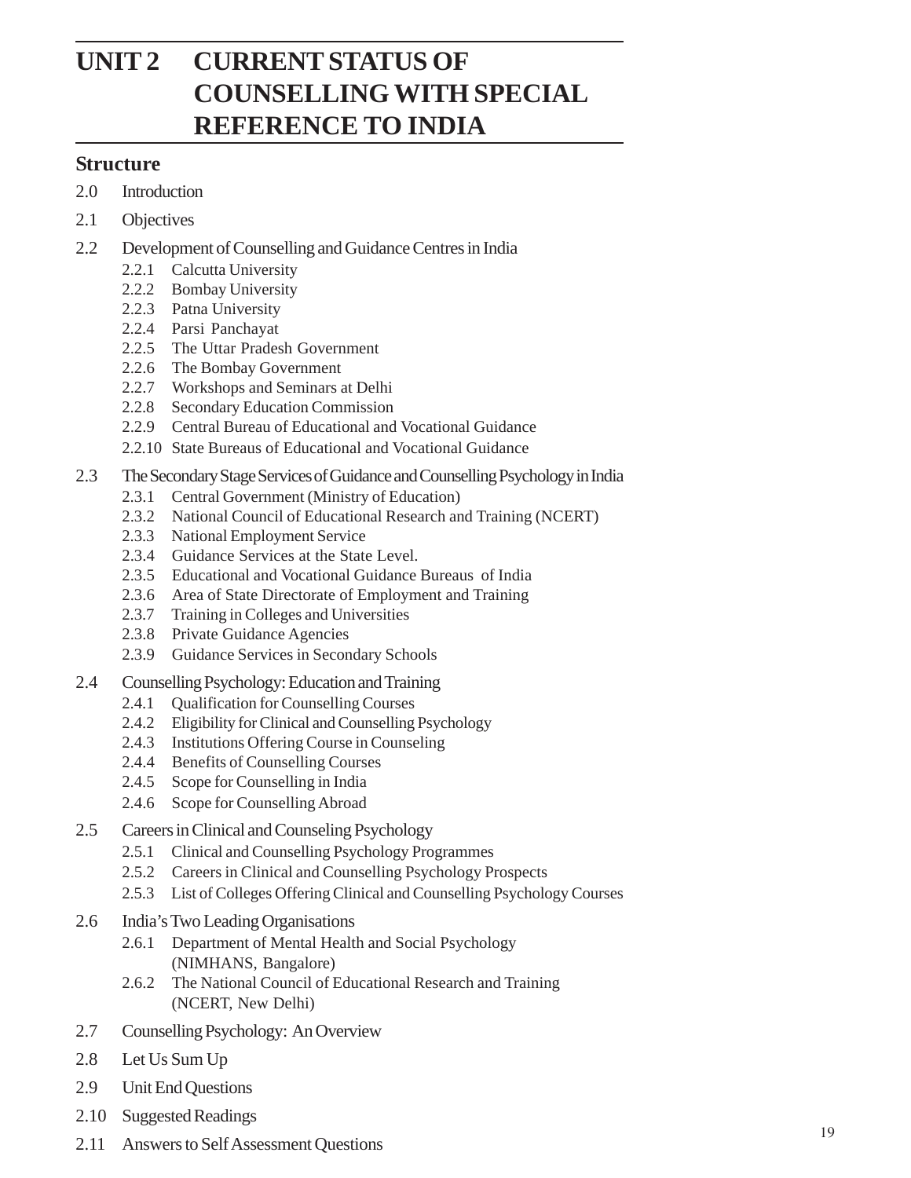# UNIT 2 CURRENT STATUS OF COUNSELLING WITH SPECIAL REFERENCE TO INDIA

## Structure

2.0 Introduction

2.1 Objectives

2.2 Development of Counselling and Guidance Centres in India
- 2.2.1 Calcutta University
- 2.2.2 Bombay University
- 2.2.3 Patna University
- 2.2.4 Parsi Panchayat
- 2.2.5 The Uttar Pradesh Government
- 2.2.6 The Bombay Government
- 2.2.7 Workshops and Seminars at Delhi
- 2.2.8 Secondary Education Commission
- 2.2.9 Central Bureau of Educational and Vocational Guidance
- 2.2.10 State Bureaus of Educational and Vocational Guidance

2.3 The Secondary Stage Services of Guidance and Counselling Psychology in India
- 2.3.1 Central Government (Ministry of Education)
- 2.3.2 National Council of Educational Research and Training (NCERT)
- 2.3.3 National Employment Service
- 2.3.4 Guidance Services at the State Level.
- 2.3.5 Educational and Vocational Guidance Bureaus of India
- 2.3.6 Area of State Directorate of Employment and Training
- 2.3.7 Training in Colleges and Universities
- 2.3.8 Private Guidance Agencies
- 2.3.9 Guidance Services in Secondary Schools

2.4 Counselling Psychology: Education and Training
- 2.4.1 Qualification for Counselling Courses
- 2.4.2 Eligibility for Clinical and Counselling Psychology
- 2.4.3 Institutions Offering Course in Counseling
- 2.4.4 Benefits of Counselling Courses
- 2.4.5 Scope for Counselling in India
- 2.4.6 Scope for Counselling Abroad

2.5 Careers in Clinical and Counseling Psychology
- 2.5.1 Clinical and Counselling Psychology Programmes
- 2.5.2 Careers in Clinical and Counselling Psychology Prospects
- 2.5.3 List of Colleges Offering Clinical and Counselling Psychology Courses

2.6 India's Two Leading Organisations
- 2.6.1 Department of Mental Health and Social Psychology (NIMHANS, Bangalore)
- 2.6.2 The National Council of Educational Research and Training (NCERT, New Delhi)

2.7 Counselling Psychology: An Overview

2.8 Let Us Sum Up

2.9 Unit End Questions

2.10 Suggested Readings

2.11 Answers to Self Assessment Questions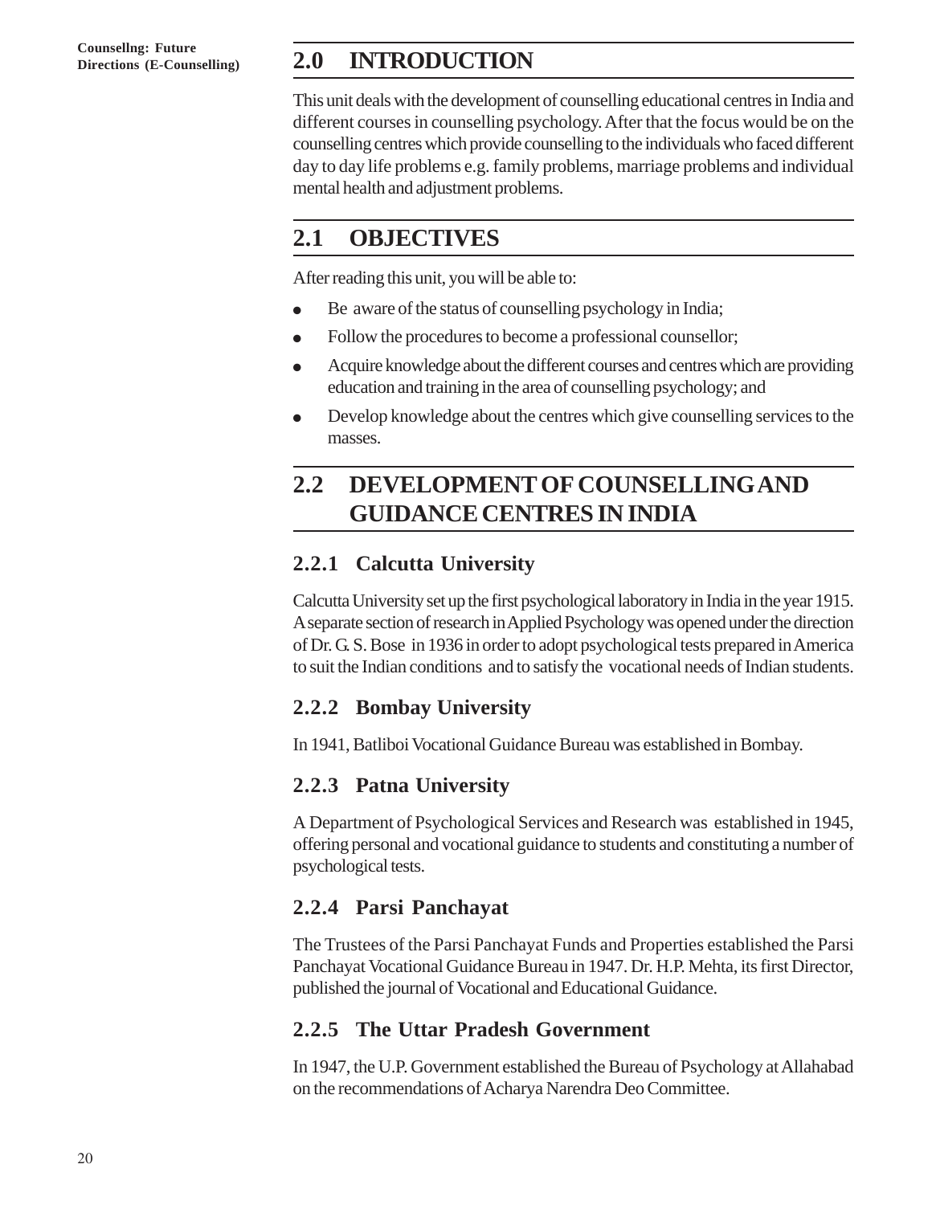## 2.0 INTRODUCTION

This unit deals with the development of counselling educational centres in India and different courses in counselling psychology. After that the focus would be on the counselling centres which provide counselling to the individuals who faced different day to day life problems e.g. family problems, marriage problems and individual mental health and adjustment problems.

## 2.1 OBJECTIVES

After reading this unit, you will be able to:

- Be aware of the status of counselling psychology in India;
- Follow the procedures to become a professional counsellor;
- Acquire knowledge about the different courses and centres which are providing education and training in the area of counselling psychology; and
- Develop knowledge about the centres which give counselling services to the masses.

## 2.2 DEVELOPMENT OF COUNSELLING AND GUIDANCE CENTRES IN INDIA

### 2.2.1 Calcutta University

Calcutta University set up the first psychological laboratory in India in the year 1915. A separate section of research in Applied Psychology was opened under the direction of Dr. G. S. Bose in 1936 in order to adopt psychological tests prepared in America to suit the Indian conditions and to satisfy the vocational needs of Indian students.

### 2.2.2 Bombay University

In 1941, Batliboi Vocational Guidance Bureau was established in Bombay.

### 2.2.3 Patna University

A Department of Psychological Services and Research was established in 1945, offering personal and vocational guidance to students and constituting a number of psychological tests.

### 2.2.4 Parsi Panchayat

The Trustees of the Parsi Panchayat Funds and Properties established the Parsi Panchayat Vocational Guidance Bureau in 1947. Dr. H.P. Mehta, its first Director, published the journal of Vocational and Educational Guidance.

### 2.2.5 The Uttar Pradesh Government

In 1947, the U.P. Government established the Bureau of Psychology at Allahabad on the recommendations of Acharya Narendra Deo Committee.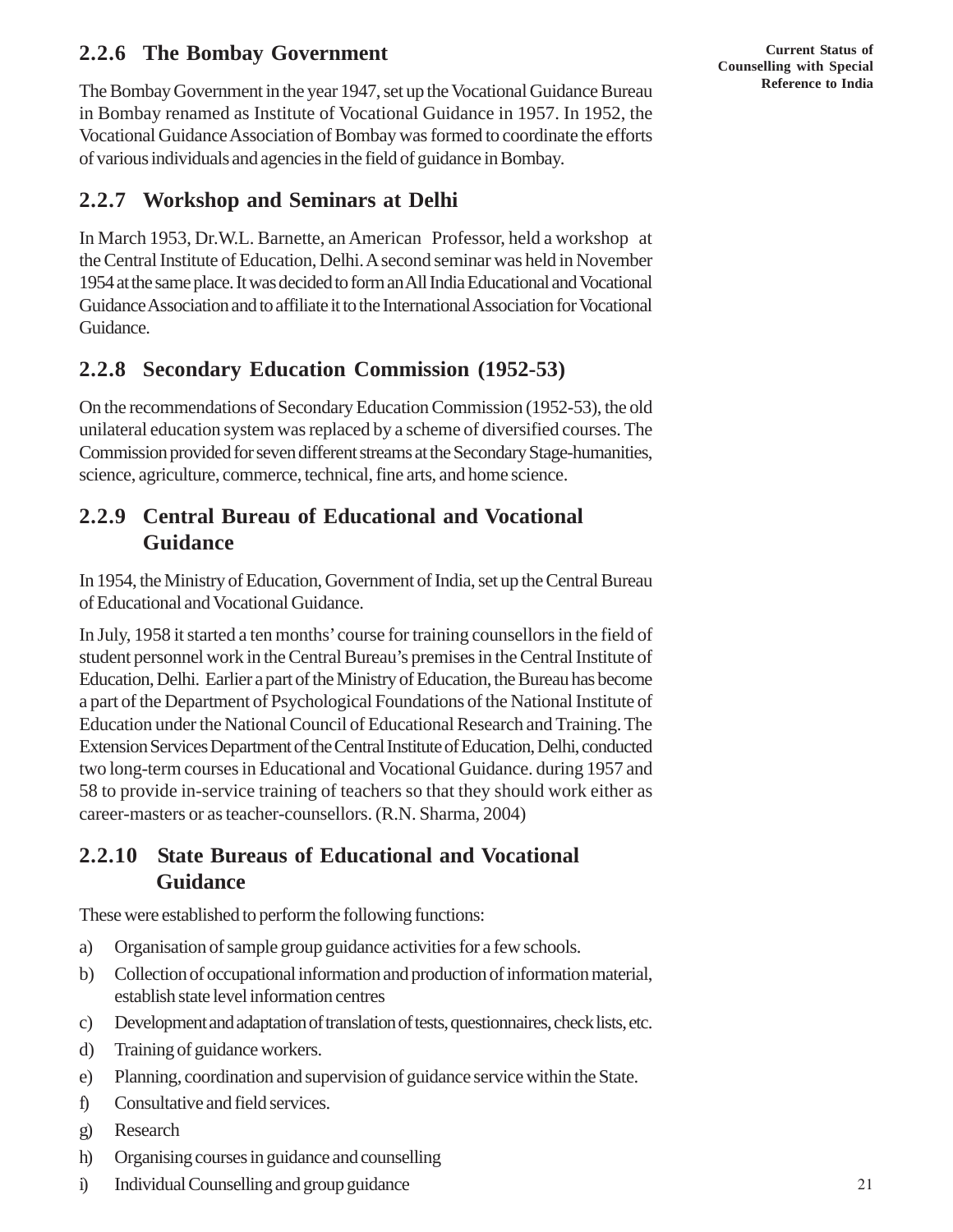### 2.2.6 The Bombay Government

The Bombay Government in the year 1947, set up the Vocational Guidance Bureau in Bombay renamed as Institute of Vocational Guidance in 1957. In 1952, the Vocational Guidance Association of Bombay was formed to coordinate the efforts of various individuals and agencies in the field of guidance in Bombay.

### 2.2.7 Workshop and Seminars at Delhi

In March 1953, Dr.W.L. Barnette, an American Professor, held a workshop at the Central Institute of Education, Delhi. A second seminar was held in November 1954 at the same place. It was decided to form an All India Educational and Vocational Guidance Association and to affiliate it to the International Association for Vocational Guidance.

### 2.2.8 Secondary Education Commission (1952-53)

On the recommendations of Secondary Education Commission (1952-53), the old unilateral education system was replaced by a scheme of diversified courses. The Commission provided for seven different streams at the Secondary Stage-humanities, science, agriculture, commerce, technical, fine arts, and home science.

### 2.2.9 Central Bureau of Educational and Vocational Guidance

In 1954, the Ministry of Education, Government of India, set up the Central Bureau of Educational and Vocational Guidance.

In July, 1958 it started a ten months' course for training counsellors in the field of student personnel work in the Central Bureau's premises in the Central Institute of Education, Delhi. Earlier a part of the Ministry of Education, the Bureau has become a part of the Department of Psychological Foundations of the National Institute of Education under the National Council of Educational Research and Training. The Extension Services Department of the Central Institute of Education, Delhi, conducted two long-term courses in Educational and Vocational Guidance. during 1957 and 58 to provide in-service training of teachers so that they should work either as career-masters or as teacher-counsellors. (R.N. Sharma, 2004)

### 2.2.10 State Bureaus of Educational and Vocational Guidance

These were established to perform the following functions:

a) Organisation of sample group guidance activities for a few schools.
b) Collection of occupational information and production of information material, establish state level information centres
c) Development and adaptation of translation of tests, questionnaires, check lists, etc.
d) Training of guidance workers.
e) Planning, coordination and supervision of guidance service within the State.
f) Consultative and field services.
g) Research
h) Organising courses in guidance and counselling
i) Individual Counselling and group guidance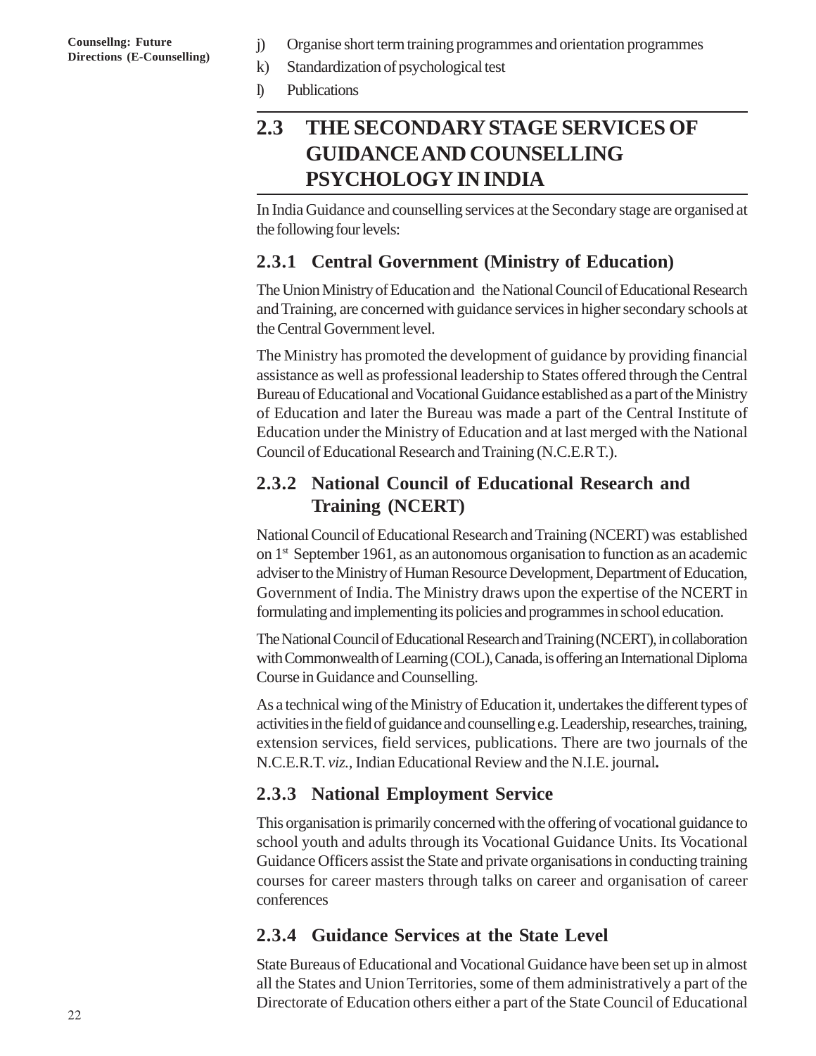j) Organise short term training programmes and orientation programmes

k) Standardization of psychological test

l) Publications

## 2.3 THE SECONDARY STAGE SERVICES OF GUIDANCE AND COUNSELLING PSYCHOLOGY IN INDIA

In India Guidance and counselling services at the Secondary stage are organised at the following four levels:

### 2.3.1 Central Government (Ministry of Education)

The Union Ministry of Education and the National Council of Educational Research and Training, are concerned with guidance services in higher secondary schools at the Central Government level.

The Ministry has promoted the development of guidance by providing financial assistance as well as professional leadership to States offered through the Central Bureau of Educational and Vocational Guidance established as a part of the Ministry of Education and later the Bureau was made a part of the Central Institute of Education under the Ministry of Education and at last merged with the National Council of Educational Research and Training (N.C.E.R T.).

### 2.3.2 National Council of Educational Research and Training (NCERT)

National Council of Educational Research and Training (NCERT) was established on 1st September 1961, as an autonomous organisation to function as an academic adviser to the Ministry of Human Resource Development, Department of Education, Government of India. The Ministry draws upon the expertise of the NCERT in formulating and implementing its policies and programmes in school education.

The National Council of Educational Research and Training (NCERT), in collaboration with Commonwealth of Learning (COL), Canada, is offering an International Diploma Course in Guidance and Counselling.

As a technical wing of the Ministry of Education it, undertakes the different types of activities in the field of guidance and counselling e.g. Leadership, researches, training, extension services, field services, publications. There are two journals of the N.C.E.R.T. *viz.*, Indian Educational Review and the N.I.E. journal**.**

### 2.3.3 National Employment Service

This organisation is primarily concerned with the offering of vocational guidance to school youth and adults through its Vocational Guidance Units. Its Vocational Guidance Officers assist the State and private organisations in conducting training courses for career masters through talks on career and organisation of career conferences

### 2.3.4 Guidance Services at the State Level

State Bureaus of Educational and Vocational Guidance have been set up in almost all the States and Union Territories, some of them administratively a part of the Directorate of Education others either a part of the State Council of Educational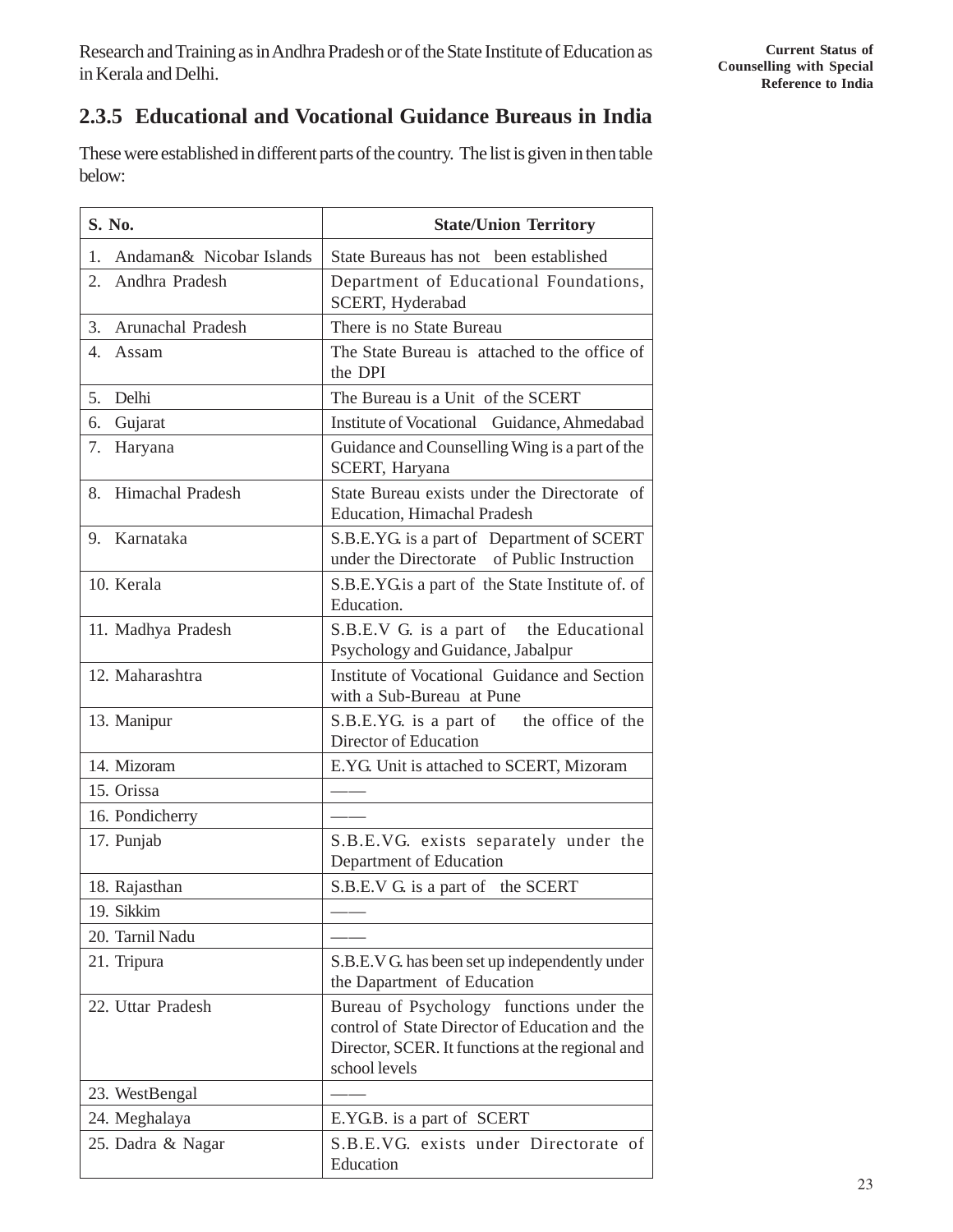Research and Training as in Andhra Pradesh or of the State Institute of Education as in Kerala and Delhi.

### 2.3.5 Educational and Vocational Guidance Bureaus in India

These were established in different parts of the country. The list is given in then table below:

| S. No. | State/Union Territory |
|---|---|
| 1. Andaman& Nicobar Islands | State Bureaus has not been established |
| 2. Andhra Pradesh | Department of Educational Foundations, SCERT, Hyderabad |
| 3. Arunachal Pradesh | There is no State Bureau |
| 4. Assam | The State Bureau is attached to the office of the DPI |
| 5. Delhi | The Bureau is a Unit of the SCERT |
| 6. Gujarat | Institute of Vocational Guidance, Ahmedabad |
| 7. Haryana | Guidance and Counselling Wing is a part of the SCERT, Haryana |
| 8. Himachal Pradesh | State Bureau exists under the Directorate of Education, Himachal Pradesh |
| 9. Karnataka | S.B.E.YG. is a part of Department of SCERT under the Directorate of Public Instruction |
| 10. Kerala | S.B.E.YG.is a part of the State Institute of. of Education. |
| 11. Madhya Pradesh | S.B.E.V G. is a part of the Educational Psychology and Guidance, Jabalpur |
| 12. Maharashtra | Institute of Vocational Guidance and Section with a Sub-Bureau at Pune |
| 13. Manipur | S.B.E.YG. is a part of the office of the Director of Education |
| 14. Mizoram | E.YG. Unit is attached to SCERT, Mizoram |
| 15. Orissa | —— |
| 16. Pondicherry | —— |
| 17. Punjab | S.B.E.VG. exists separately under the Department of Education |
| 18. Rajasthan | S.B.E.V G. is a part of the SCERT |
| 19. Sikkim | —— |
| 20. Tarnil Nadu | —— |
| 21. Tripura | S.B.E.V G. has been set up independently under the Dapartment of Education |
| 22. Uttar Pradesh | Bureau of Psychology functions under the control of State Director of Education and the Director, SCER. It functions at the regional and school levels |
| 23. WestBengal | —— |
| 24. Meghalaya | E.YG.B. is a part of SCERT |
| 25. Dadra & Nagar | S.B.E.VG. exists under Directorate of Education |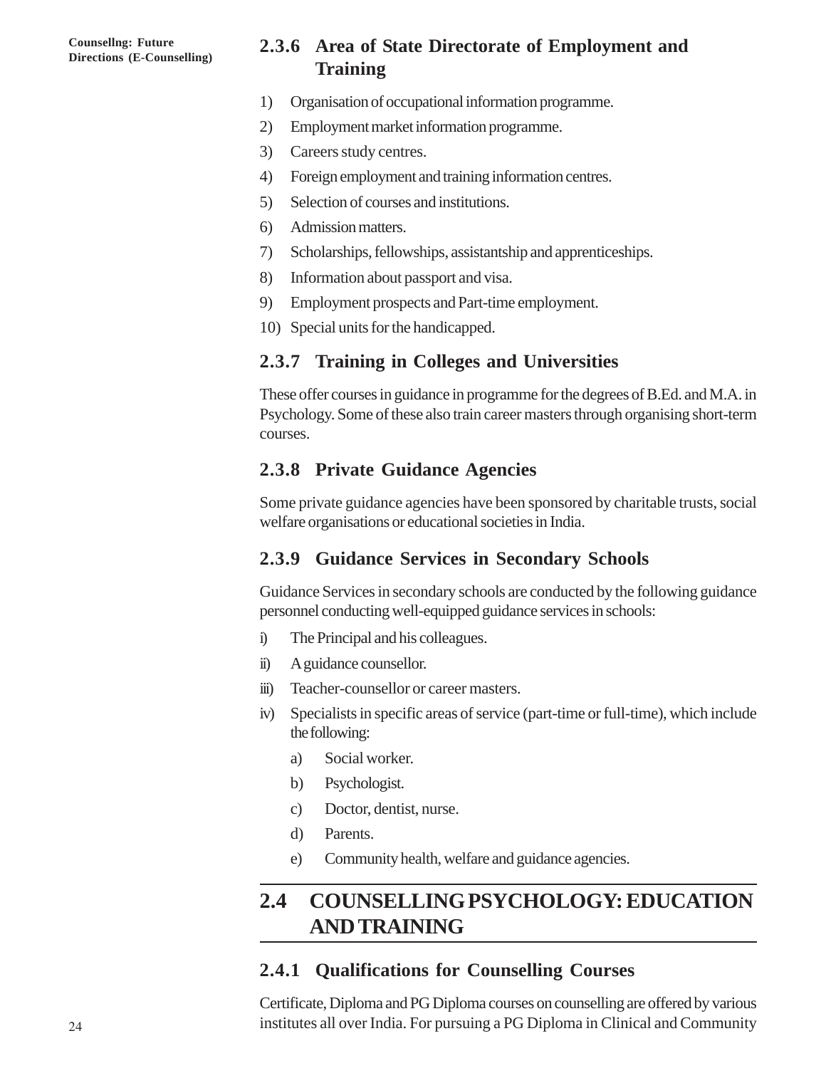### 2.3.6 Area of State Directorate of Employment and Training

1) Organisation of occupational information programme.
2) Employment market information programme.
3) Careers study centres.
4) Foreign employment and training information centres.
5) Selection of courses and institutions.
6) Admission matters.
7) Scholarships, fellowships, assistantship and apprenticeships.
8) Information about passport and visa.
9) Employment prospects and Part-time employment.
10) Special units for the handicapped.

### 2.3.7 Training in Colleges and Universities

These offer courses in guidance in programme for the degrees of B.Ed. and M.A. in Psychology. Some of these also train career masters through organising short-term courses.

### 2.3.8 Private Guidance Agencies

Some private guidance agencies have been sponsored by charitable trusts, social welfare organisations or educational societies in India.

### 2.3.9 Guidance Services in Secondary Schools

Guidance Services in secondary schools are conducted by the following guidance personnel conducting well-equipped guidance services in schools:

i) The Principal and his colleagues.
ii) A guidance counsellor.
iii) Teacher-counsellor or career masters.
iv) Specialists in specific areas of service (part-time or full-time), which include the following:
   a) Social worker.
   b) Psychologist.
   c) Doctor, dentist, nurse.
   d) Parents.
   e) Community health, welfare and guidance agencies.

## 2.4 COUNSELLING PSYCHOLOGY: EDUCATION AND TRAINING

### 2.4.1 Qualifications for Counselling Courses

Certificate, Diploma and PG Diploma courses on counselling are offered by various institutes all over India. For pursuing a PG Diploma in Clinical and Community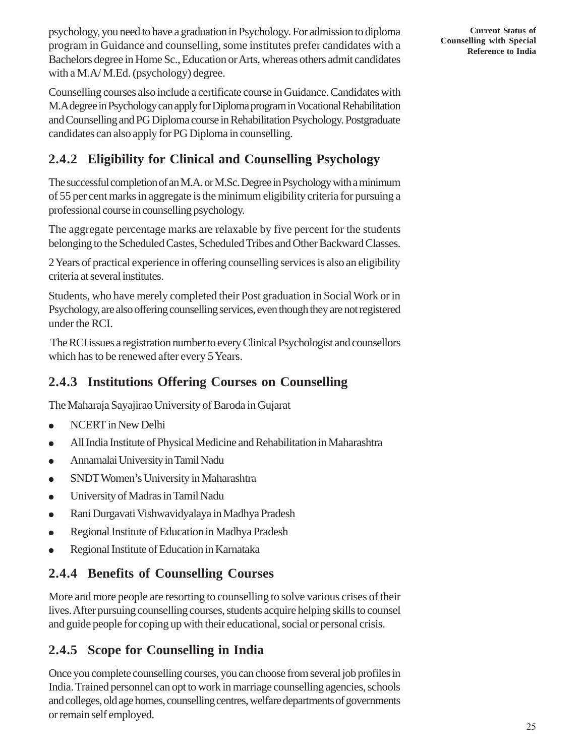psychology, you need to have a graduation in Psychology. For admission to diploma program in Guidance and counselling, some institutes prefer candidates with a Bachelors degree in Home Sc., Education or Arts, whereas others admit candidates with a M.A/ M.Ed. (psychology) degree.

Counselling courses also include a certificate course in Guidance. Candidates with M.A degree in Psychology can apply for Diploma program in Vocational Rehabilitation and Counselling and PG Diploma course in Rehabilitation Psychology. Postgraduate candidates can also apply for PG Diploma in counselling.

## 2.4.2 Eligibility for Clinical and Counselling Psychology

The successful completion of an M.A. or M.Sc. Degree in Psychology with a minimum of 55 per cent marks in aggregate is the minimum eligibility criteria for pursuing a professional course in counselling psychology.

The aggregate percentage marks are relaxable by five percent for the students belonging to the Scheduled Castes, Scheduled Tribes and Other Backward Classes.

2 Years of practical experience in offering counselling services is also an eligibility criteria at several institutes.

Students, who have merely completed their Post graduation in Social Work or in Psychology, are also offering counselling services, even though they are not registered under the RCI.

The RCI issues a registration number to every Clinical Psychologist and counsellors which has to be renewed after every 5 Years.

## 2.4.3 Institutions Offering Courses on Counselling

The Maharaja Sayajirao University of Baroda in Gujarat

- NCERT in New Delhi
- All India Institute of Physical Medicine and Rehabilitation in Maharashtra
- Annamalai University in Tamil Nadu
- SNDT Women's University in Maharashtra
- University of Madras in Tamil Nadu
- Rani Durgavati Vishwavidyalaya in Madhya Pradesh
- Regional Institute of Education in Madhya Pradesh
- Regional Institute of Education in Karnataka

## 2.4.4 Benefits of Counselling Courses

More and more people are resorting to counselling to solve various crises of their lives. After pursuing counselling courses, students acquire helping skills to counsel and guide people for coping up with their educational, social or personal crisis.

## 2.4.5 Scope for Counselling in India

Once you complete counselling courses, you can choose from several job profiles in India. Trained personnel can opt to work in marriage counselling agencies, schools and colleges, old age homes, counselling centres, welfare departments of governments or remain self employed.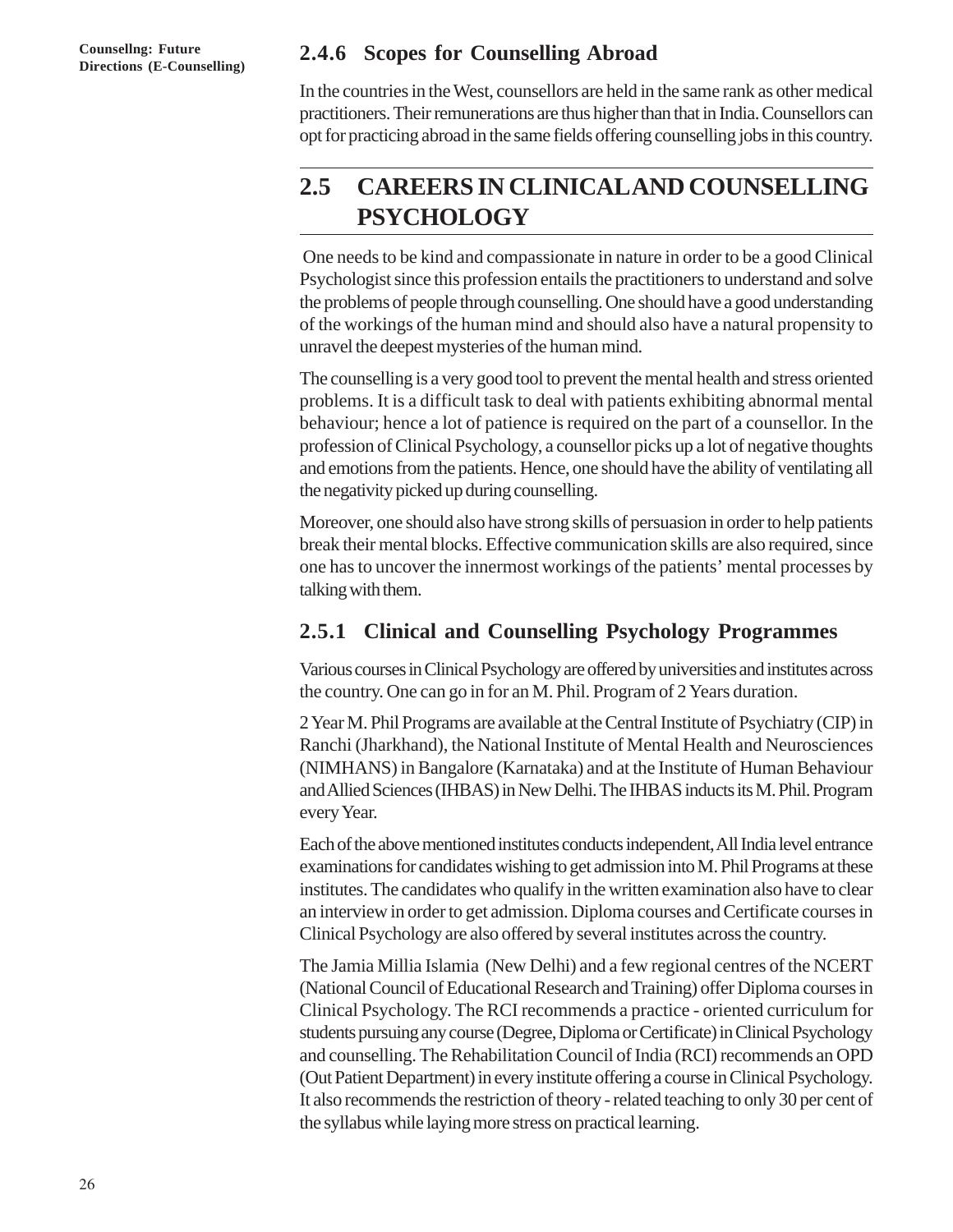### 2.4.6 Scopes for Counselling Abroad

In the countries in the West, counsellors are held in the same rank as other medical practitioners. Their remunerations are thus higher than that in India. Counsellors can opt for practicing abroad in the same fields offering counselling jobs in this country.

## 2.5 CAREERS IN CLINICAL AND COUNSELLING PSYCHOLOGY

One needs to be kind and compassionate in nature in order to be a good Clinical Psychologist since this profession entails the practitioners to understand and solve the problems of people through counselling. One should have a good understanding of the workings of the human mind and should also have a natural propensity to unravel the deepest mysteries of the human mind.

The counselling is a very good tool to prevent the mental health and stress oriented problems. It is a difficult task to deal with patients exhibiting abnormal mental behaviour; hence a lot of patience is required on the part of a counsellor. In the profession of Clinical Psychology, a counsellor picks up a lot of negative thoughts and emotions from the patients. Hence, one should have the ability of ventilating all the negativity picked up during counselling.

Moreover, one should also have strong skills of persuasion in order to help patients break their mental blocks. Effective communication skills are also required, since one has to uncover the innermost workings of the patients' mental processes by talking with them.

### 2.5.1 Clinical and Counselling Psychology Programmes

Various courses in Clinical Psychology are offered by universities and institutes across the country. One can go in for an M. Phil. Program of 2 Years duration.

2 Year M. Phil Programs are available at the Central Institute of Psychiatry (CIP) in Ranchi (Jharkhand), the National Institute of Mental Health and Neurosciences (NIMHANS) in Bangalore (Karnataka) and at the Institute of Human Behaviour and Allied Sciences (IHBAS) in New Delhi. The IHBAS inducts its M. Phil. Program every Year.

Each of the above mentioned institutes conducts independent, All India level entrance examinations for candidates wishing to get admission into M. Phil Programs at these institutes. The candidates who qualify in the written examination also have to clear an interview in order to get admission. Diploma courses and Certificate courses in Clinical Psychology are also offered by several institutes across the country.

The Jamia Millia Islamia (New Delhi) and a few regional centres of the NCERT (National Council of Educational Research and Training) offer Diploma courses in Clinical Psychology. The RCI recommends a practice - oriented curriculum for students pursuing any course (Degree, Diploma or Certificate) in Clinical Psychology and counselling. The Rehabilitation Council of India (RCI) recommends an OPD (Out Patient Department) in every institute offering a course in Clinical Psychology. It also recommends the restriction of theory - related teaching to only 30 per cent of the syllabus while laying more stress on practical learning.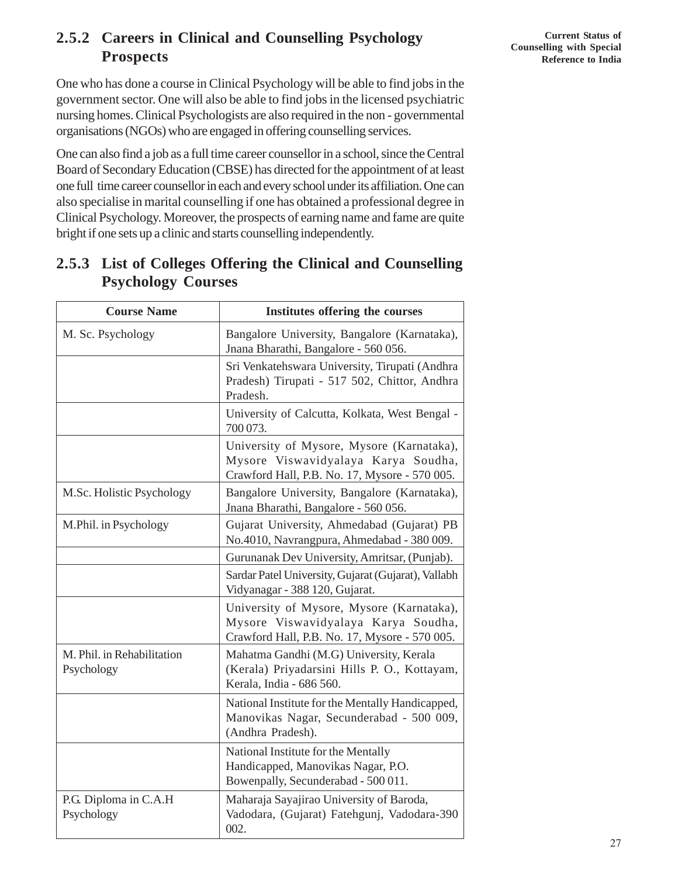### 2.5.2 Careers in Clinical and Counselling Psychology Prospects

One who has done a course in Clinical Psychology will be able to find jobs in the government sector. One will also be able to find jobs in the licensed psychiatric nursing homes. Clinical Psychologists are also required in the non - governmental organisations (NGOs) who are engaged in offering counselling services.

One can also find a job as a full time career counsellor in a school, since the Central Board of Secondary Education (CBSE) has directed for the appointment of at least one full time career counsellor in each and every school under its affiliation. One can also specialise in marital counselling if one has obtained a professional degree in Clinical Psychology. Moreover, the prospects of earning name and fame are quite bright if one sets up a clinic and starts counselling independently.

### 2.5.3 List of Colleges Offering the Clinical and Counselling Psychology Courses

| Course Name | Institutes offering the courses |
|---|---|
| M. Sc. Psychology | Bangalore University, Bangalore (Karnataka), Jnana Bharathi, Bangalore - 560 056. |
| | Sri Venkatehswara University, Tirupati (Andhra Pradesh) Tirupati - 517 502, Chittor, Andhra Pradesh. |
| | University of Calcutta, Kolkata, West Bengal - 700 073. |
| | University of Mysore, Mysore (Karnataka), Mysore Viswavidyalaya Karya Soudha, Crawford Hall, P.B. No. 17, Mysore - 570 005. |
| M.Sc. Holistic Psychology | Bangalore University, Bangalore (Karnataka), Jnana Bharathi, Bangalore - 560 056. |
| M.Phil. in Psychology | Gujarat University, Ahmedabad (Gujarat) PB No.4010, Navrangpura, Ahmedabad - 380 009. |
| | Gurunanak Dev University, Amritsar, (Punjab). |
| | Sardar Patel University, Gujarat (Gujarat), Vallabh Vidyanagar - 388 120, Gujarat. |
| | University of Mysore, Mysore (Karnataka), Mysore Viswavidyalaya Karya Soudha, Crawford Hall, P.B. No. 17, Mysore - 570 005. |
| M. Phil. in Rehabilitation Psychology | Mahatma Gandhi (M.G) University, Kerala (Kerala) Priyadarsini Hills P. O., Kottayam, Kerala, India - 686 560. |
| | National Institute for the Mentally Handicapped, Manovikas Nagar, Secunderabad - 500 009, (Andhra Pradesh). |
| | National Institute for the Mentally Handicapped, Manovikas Nagar, P.O. Bowenpally, Secunderabad - 500 011. |
| P.G. Diploma in C.A.H Psychology | Maharaja Sayajirao University of Baroda, Vadodara, (Gujarat) Fatehgunj, Vadodara-390 002. |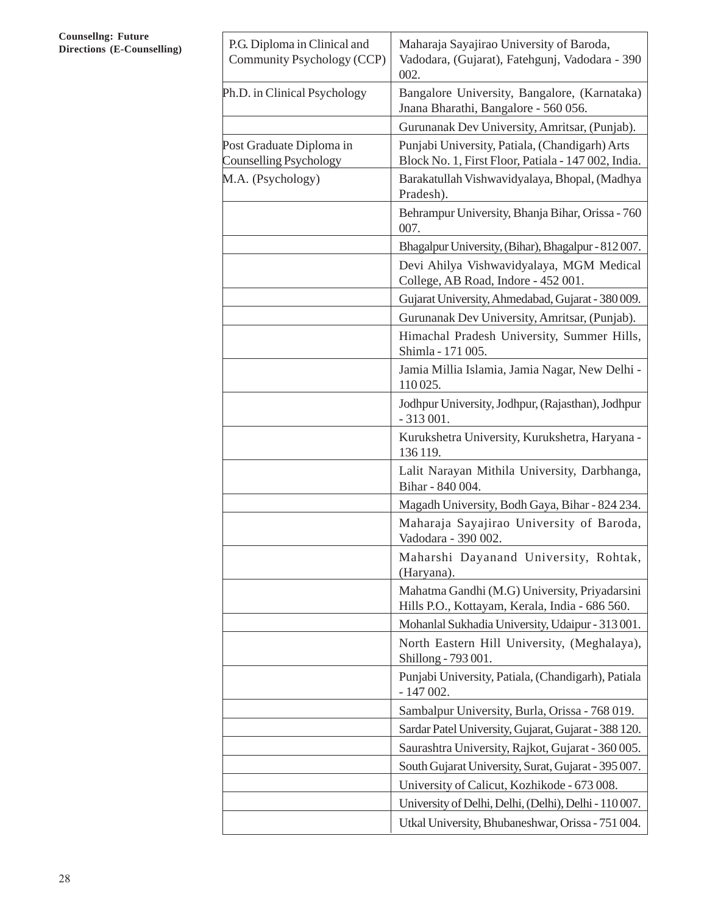| | |
|---|---|
| P.G. Diploma in Clinical and Community Psychology (CCP) | Maharaja Sayajirao University of Baroda, Vadodara, (Gujarat), Fatehgunj, Vadodara - 390 002. |
| Ph.D. in Clinical Psychology | Bangalore University, Bangalore, (Karnataka) Jnana Bharathi, Bangalore - 560 056. |
| | Gurunanak Dev University, Amritsar, (Punjab). |
| Post Graduate Diploma in Counselling Psychology | Punjabi University, Patiala, (Chandigarh) Arts Block No. 1, First Floor, Patiala - 147 002, India. |
| M.A. (Psychology) | Barakatullah Vishwavidyalaya, Bhopal, (Madhya Pradesh). |
| | Behrampur University, Bhanja Bihar, Orissa - 760 007. |
| | Bhagalpur University, (Bihar), Bhagalpur - 812 007. |
| | Devi Ahilya Vishwavidyalaya, MGM Medical College, AB Road, Indore - 452 001. |
| | Gujarat University, Ahmedabad, Gujarat - 380 009. |
| | Gurunanak Dev University, Amritsar, (Punjab). |
| | Himachal Pradesh University, Summer Hills, Shimla - 171 005. |
| | Jamia Millia Islamia, Jamia Nagar, New Delhi - 110 025. |
| | Jodhpur University, Jodhpur, (Rajasthan), Jodhpur - 313 001. |
| | Kurukshetra University, Kurukshetra, Haryana - 136 119. |
| | Lalit Narayan Mithila University, Darbhanga, Bihar - 840 004. |
| | Magadh University, Bodh Gaya, Bihar - 824 234. |
| | Maharaja Sayajirao University of Baroda, Vadodara - 390 002. |
| | Maharshi Dayanand University, Rohtak, (Haryana). |
| | Mahatma Gandhi (M.G) University, Priyadarsini Hills P.O., Kottayam, Kerala, India - 686 560. |
| | Mohanlal Sukhadia University, Udaipur - 313 001. |
| | North Eastern Hill University, (Meghalaya), Shillong - 793 001. |
| | Punjabi University, Patiala, (Chandigarh), Patiala - 147 002. |
| | Sambalpur University, Burla, Orissa - 768 019. |
| | Sardar Patel University, Gujarat, Gujarat - 388 120. |
| | Saurashtra University, Rajkot, Gujarat - 360 005. |
| | South Gujarat University, Surat, Gujarat - 395 007. |
| | University of Calicut, Kozhikode - 673 008. |
| | University of Delhi, Delhi, (Delhi), Delhi - 110 007. |
| | Utkal University, Bhubaneshwar, Orissa - 751 004. |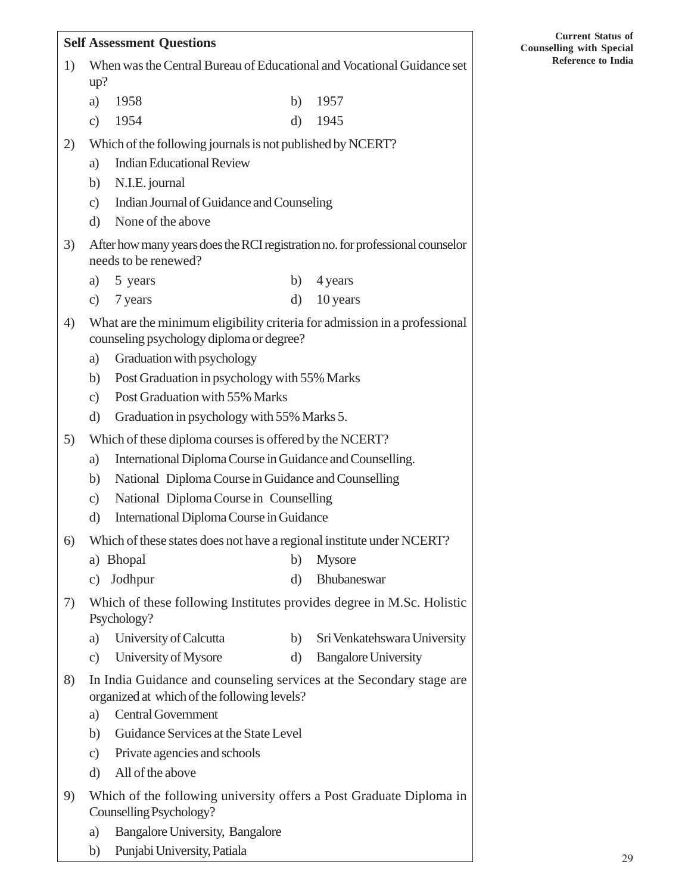**Self Assessment Questions**

1) When was the Central Bureau of Educational and Vocational Guidance set up?

   a) 1958　　b) 1957

   c) 1954　　d) 1945

2) Which of the following journals is not published by NCERT?

   a) Indian Educational Review

   b) N.I.E. journal

   c) Indian Journal of Guidance and Counseling

   d) None of the above

3) After how many years does the RCI registration no. for professional counselor needs to be renewed?

   a) 5 years　　b) 4 years

   c) 7 years　　d) 10 years

4) What are the minimum eligibility criteria for admission in a professional counseling psychology diploma or degree?

   a) Graduation with psychology

   b) Post Graduation in psychology with 55% Marks

   c) Post Graduation with 55% Marks

   d) Graduation in psychology with 55% Marks 5.

5) Which of these diploma courses is offered by the NCERT?

   a) International Diploma Course in Guidance and Counselling.

   b) National Diploma Course in Guidance and Counselling

   c) National Diploma Course in Counselling

   d) International Diploma Course in Guidance

6) Which of these states does not have a regional institute under NCERT?

   a) Bhopal　　b) Mysore

   c) Jodhpur　　d) Bhubaneswar

7) Which of these following Institutes provides degree in M.Sc. Holistic Psychology?

   a) University of Calcutta　　b) Sri Venkatehswara University

   c) University of Mysore　　d) Bangalore University

8) In India Guidance and counseling services at the Secondary stage are organized at which of the following levels?

   a) Central Government

   b) Guidance Services at the State Level

   c) Private agencies and schools

   d) All of the above

9) Which of the following university offers a Post Graduate Diploma in Counselling Psychology?

   a) Bangalore University, Bangalore

   b) Punjabi University, Patiala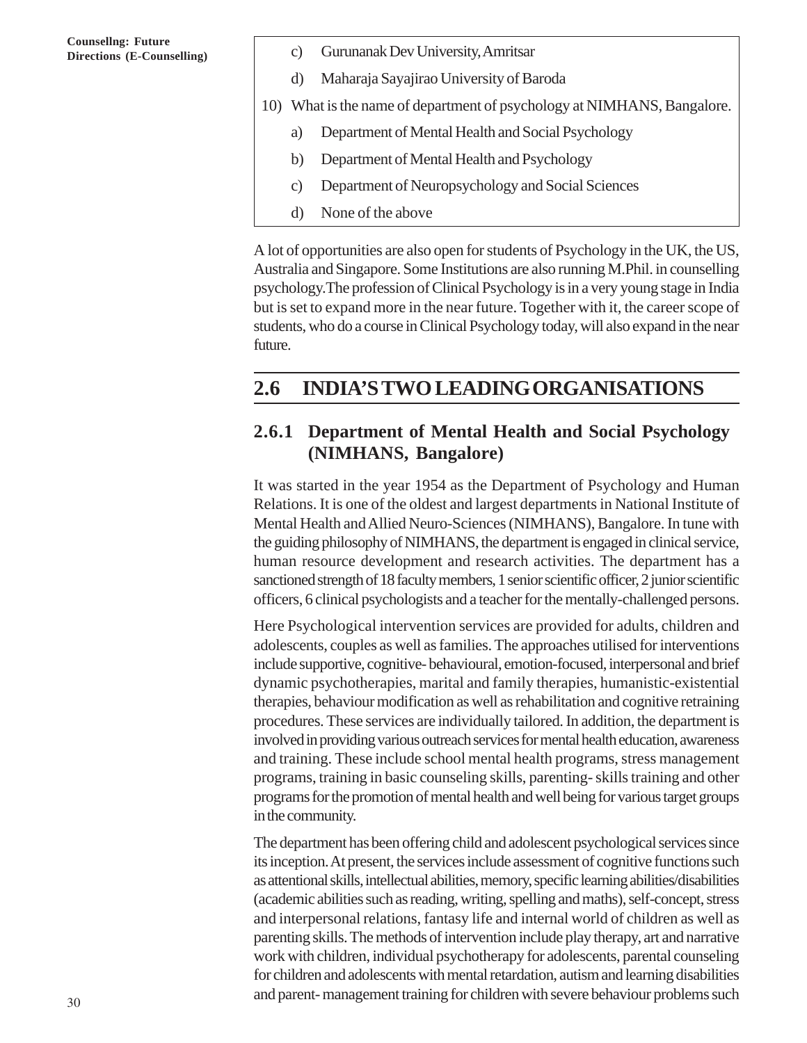c) Gurunanak Dev University, Amritsar

d) Maharaja Sayajirao University of Baroda

10) What is the name of department of psychology at NIMHANS, Bangalore.

a) Department of Mental Health and Social Psychology

b) Department of Mental Health and Psychology

c) Department of Neuropsychology and Social Sciences

d) None of the above

A lot of opportunities are also open for students of Psychology in the UK, the US, Australia and Singapore. Some Institutions are also running M.Phil. in counselling psychology.The profession of Clinical Psychology is in a very young stage in India but is set to expand more in the near future. Together with it, the career scope of students, who do a course in Clinical Psychology today, will also expand in the near future.

## 2.6 INDIA'S TWO LEADING ORGANISATIONS

### 2.6.1 Department of Mental Health and Social Psychology (NIMHANS, Bangalore)

It was started in the year 1954 as the Department of Psychology and Human Relations. It is one of the oldest and largest departments in National Institute of Mental Health and Allied Neuro-Sciences (NIMHANS), Bangalore. In tune with the guiding philosophy of NIMHANS, the department is engaged in clinical service, human resource development and research activities. The department has a sanctioned strength of 18 faculty members, 1 senior scientific officer, 2 junior scientific officers, 6 clinical psychologists and a teacher for the mentally-challenged persons.

Here Psychological intervention services are provided for adults, children and adolescents, couples as well as families. The approaches utilised for interventions include supportive, cognitive- behavioural, emotion-focused, interpersonal and brief dynamic psychotherapies, marital and family therapies, humanistic-existential therapies, behaviour modification as well as rehabilitation and cognitive retraining procedures. These services are individually tailored. In addition, the department is involved in providing various outreach services for mental health education, awareness and training. These include school mental health programs, stress management programs, training in basic counseling skills, parenting- skills training and other programs for the promotion of mental health and well being for various target groups in the community.

The department has been offering child and adolescent psychological services since its inception. At present, the services include assessment of cognitive functions such as attentional skills, intellectual abilities, memory, specific learning abilities/disabilities (academic abilities such as reading, writing, spelling and maths), self-concept, stress and interpersonal relations, fantasy life and internal world of children as well as parenting skills. The methods of intervention include play therapy, art and narrative work with children, individual psychotherapy for adolescents, parental counseling for children and adolescents with mental retardation, autism and learning disabilities and parent- management training for children with severe behaviour problems such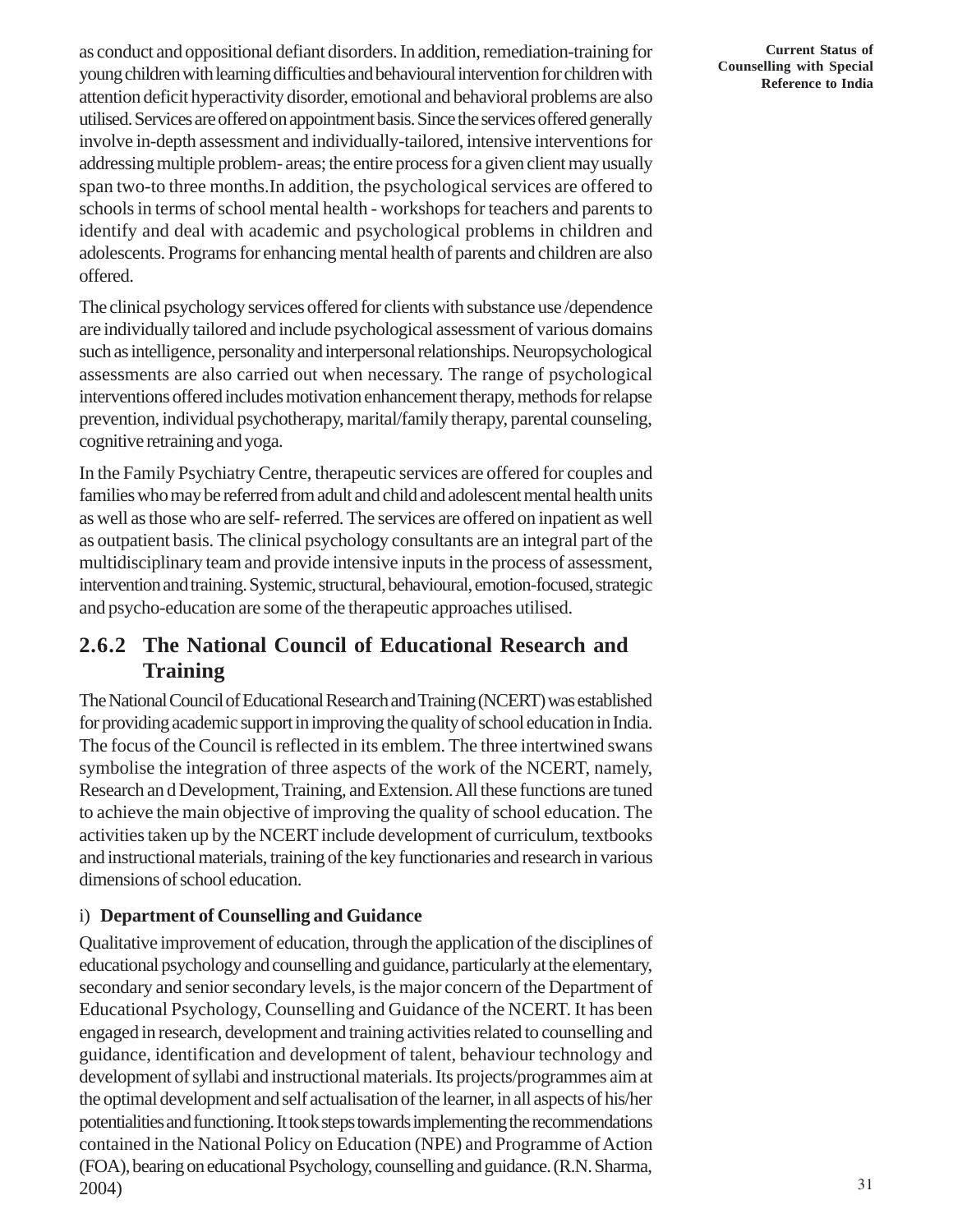as conduct and oppositional defiant disorders. In addition, remediation-training for young children with learning difficulties and behavioural intervention for children with attention deficit hyperactivity disorder, emotional and behavioral problems are also utilised. Services are offered on appointment basis. Since the services offered generally involve in-depth assessment and individually-tailored, intensive interventions for addressing multiple problem- areas; the entire process for a given client may usually span two-to three months.In addition, the psychological services are offered to schools in terms of school mental health - workshops for teachers and parents to identify and deal with academic and psychological problems in children and adolescents. Programs for enhancing mental health of parents and children are also offered.

The clinical psychology services offered for clients with substance use /dependence are individually tailored and include psychological assessment of various domains such as intelligence, personality and interpersonal relationships. Neuropsychological assessments are also carried out when necessary. The range of psychological interventions offered includes motivation enhancement therapy, methods for relapse prevention, individual psychotherapy, marital/family therapy, parental counseling, cognitive retraining and yoga.

In the Family Psychiatry Centre, therapeutic services are offered for couples and families who may be referred from adult and child and adolescent mental health units as well as those who are self- referred. The services are offered on inpatient as well as outpatient basis. The clinical psychology consultants are an integral part of the multidisciplinary team and provide intensive inputs in the process of assessment, intervention and training. Systemic, structural, behavioural, emotion-focused, strategic and psycho-education are some of the therapeutic approaches utilised.

### 2.6.2 The National Council of Educational Research and Training

The National Council of Educational Research and Training (NCERT) was established for providing academic support in improving the quality of school education in India. The focus of the Council is reflected in its emblem. The three intertwined swans symbolise the integration of three aspects of the work of the NCERT, namely, Research an d Development, Training, and Extension. All these functions are tuned to achieve the main objective of improving the quality of school education. The activities taken up by the NCERT include development of curriculum, textbooks and instructional materials, training of the key functionaries and research in various dimensions of school education.

i) **Department of Counselling and Guidance**

Qualitative improvement of education, through the application of the disciplines of educational psychology and counselling and guidance, particularly at the elementary, secondary and senior secondary levels, is the major concern of the Department of Educational Psychology, Counselling and Guidance of the NCERT. It has been engaged in research, development and training activities related to counselling and guidance, identification and development of talent, behaviour technology and development of syllabi and instructional materials. Its projects/programmes aim at the optimal development and self actualisation of the learner, in all aspects of his/her potentialities and functioning. It took steps towards implementing the recommendations contained in the National Policy on Education (NPE) and Programme of Action (FOA), bearing on educational Psychology, counselling and guidance. (R.N. Sharma, 2004)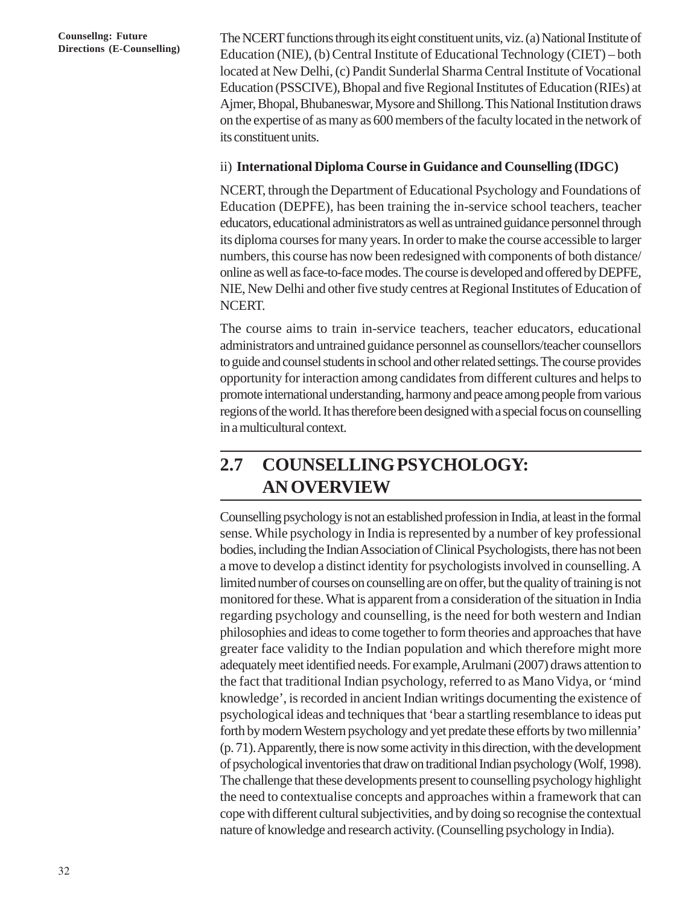The NCERT functions through its eight constituent units, viz. (a) National Institute of Education (NIE), (b) Central Institute of Educational Technology (CIET) – both located at New Delhi, (c) Pandit Sunderlal Sharma Central Institute of Vocational Education (PSSCIVE), Bhopal and five Regional Institutes of Education (RIEs) at Ajmer, Bhopal, Bhubaneswar, Mysore and Shillong. This National Institution draws on the expertise of as many as 600 members of the faculty located in the network of its constituent units.

ii) **International Diploma Course in Guidance and Counselling (IDGC)**

NCERT, through the Department of Educational Psychology and Foundations of Education (DEPFE), has been training the in-service school teachers, teacher educators, educational administrators as well as untrained guidance personnel through its diploma courses for many years. In order to make the course accessible to larger numbers, this course has now been redesigned with components of both distance/online as well as face-to-face modes. The course is developed and offered by DEPFE, NIE, New Delhi and other five study centres at Regional Institutes of Education of NCERT.

The course aims to train in-service teachers, teacher educators, educational administrators and untrained guidance personnel as counsellors/teacher counsellors to guide and counsel students in school and other related settings. The course provides opportunity for interaction among candidates from different cultures and helps to promote international understanding, harmony and peace among people from various regions of the world. It has therefore been designed with a special focus on counselling in a multicultural context.

## 2.7 COUNSELLING PSYCHOLOGY: AN OVERVIEW

Counselling psychology is not an established profession in India, at least in the formal sense. While psychology in India is represented by a number of key professional bodies, including the Indian Association of Clinical Psychologists, there has not been a move to develop a distinct identity for psychologists involved in counselling. A limited number of courses on counselling are on offer, but the quality of training is not monitored for these. What is apparent from a consideration of the situation in India regarding psychology and counselling, is the need for both western and Indian philosophies and ideas to come together to form theories and approaches that have greater face validity to the Indian population and which therefore might more adequately meet identified needs. For example, Arulmani (2007) draws attention to the fact that traditional Indian psychology, referred to as Mano Vidya, or 'mind knowledge', is recorded in ancient Indian writings documenting the existence of psychological ideas and techniques that 'bear a startling resemblance to ideas put forth by modern Western psychology and yet predate these efforts by two millennia' (p. 71). Apparently, there is now some activity in this direction, with the development of psychological inventories that draw on traditional Indian psychology (Wolf, 1998). The challenge that these developments present to counselling psychology highlight the need to contextualise concepts and approaches within a framework that can cope with different cultural subjectivities, and by doing so recognise the contextual nature of knowledge and research activity. (Counselling psychology in India).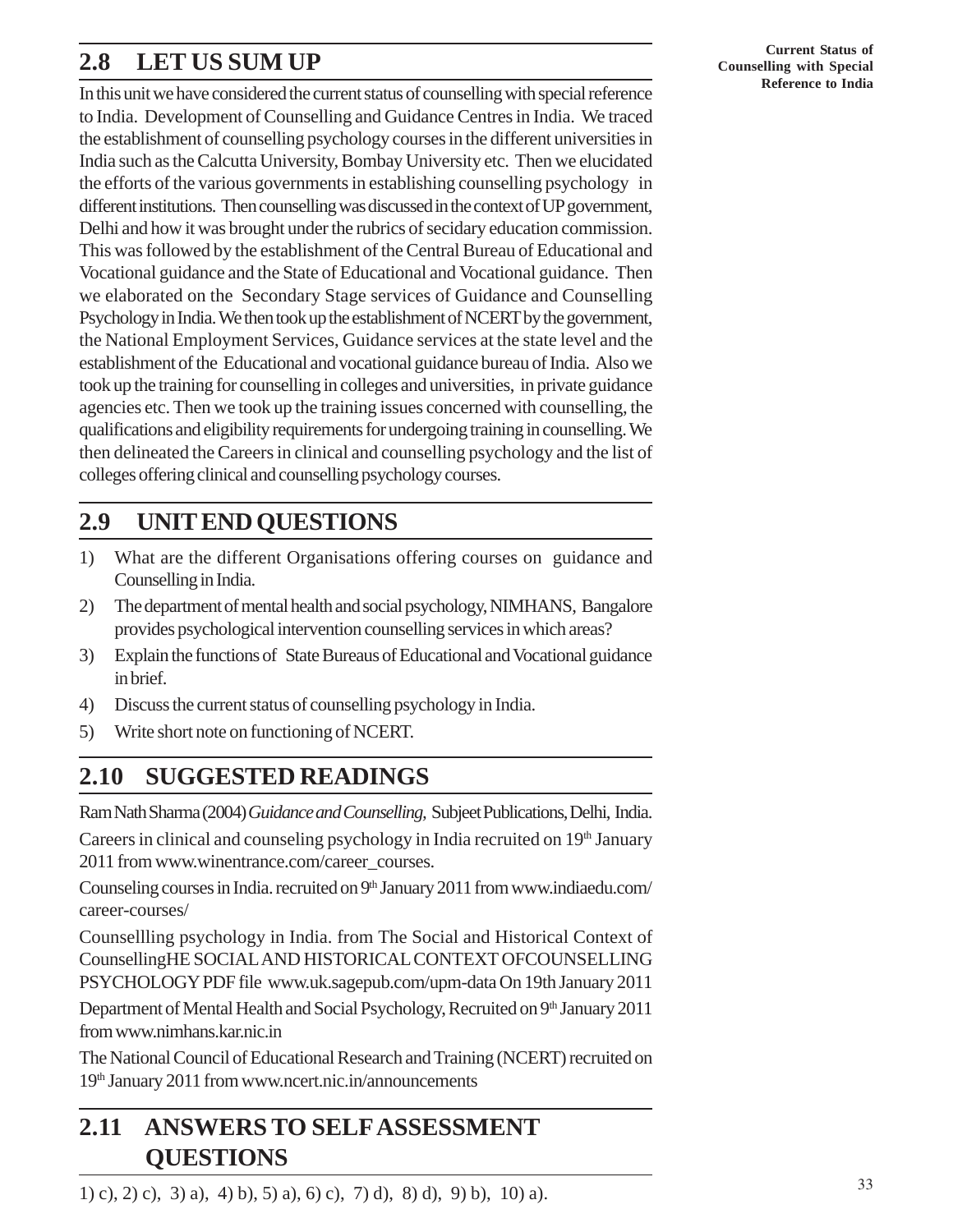## 2.8 LET US SUM UP

In this unit we have considered the current status of counselling with special reference to India. Development of Counselling and Guidance Centres in India. We traced the establishment of counselling psychology courses in the different universities in India such as the Calcutta University, Bombay University etc. Then we elucidated the efforts of the various governments in establishing counselling psychology in different institutions. Then counselling was discussed in the context of UP government, Delhi and how it was brought under the rubrics of secidary education commission. This was followed by the establishment of the Central Bureau of Educational and Vocational guidance and the State of Educational and Vocational guidance. Then we elaborated on the Secondary Stage services of Guidance and Counselling Psychology in India. We then took up the establishment of NCERT by the government, the National Employment Services, Guidance services at the state level and the establishment of the Educational and vocational guidance bureau of India. Also we took up the training for counselling in colleges and universities, in private guidance agencies etc. Then we took up the training issues concerned with counselling, the qualifications and eligibility requirements for undergoing training in counselling. We then delineated the Careers in clinical and counselling psychology and the list of colleges offering clinical and counselling psychology courses.

## 2.9 UNIT END QUESTIONS

1) What are the different Organisations offering courses on guidance and Counselling in India.
2) The department of mental health and social psychology, NIMHANS, Bangalore provides psychological intervention counselling services in which areas?
3) Explain the functions of State Bureaus of Educational and Vocational guidance in brief.
4) Discuss the current status of counselling psychology in India.
5) Write short note on functioning of NCERT.

## 2.10 SUGGESTED READINGS

Ram Nath Sharma (2004) *Guidance and Counselling*, Subjeet Publications, Delhi, India.

Careers in clinical and counseling psychology in India recruited on 19th January 2011 from www.winentrance.com/career_courses.

Counseling courses in India. recruited on 9th January 2011 from www.indiaedu.com/career-courses/

Counsellling psychology in India. from The Social and Historical Context of CounsellingHE SOCIAL AND HISTORICAL CONTEXT OFCOUNSELLING PSYCHOLOGY PDF file www.uk.sagepub.com/upm-data On 19th January 2011

Department of Mental Health and Social Psychology, Recruited on 9th January 2011 from www.nimhans.kar.nic.in

The National Council of Educational Research and Training (NCERT) recruited on 19th January 2011 from www.ncert.nic.in/announcements

## 2.11 ANSWERS TO SELF ASSESSMENT QUESTIONS

1) c), 2) c), 3) a), 4) b), 5) a), 6) c), 7) d), 8) d), 9) b), 10) a).